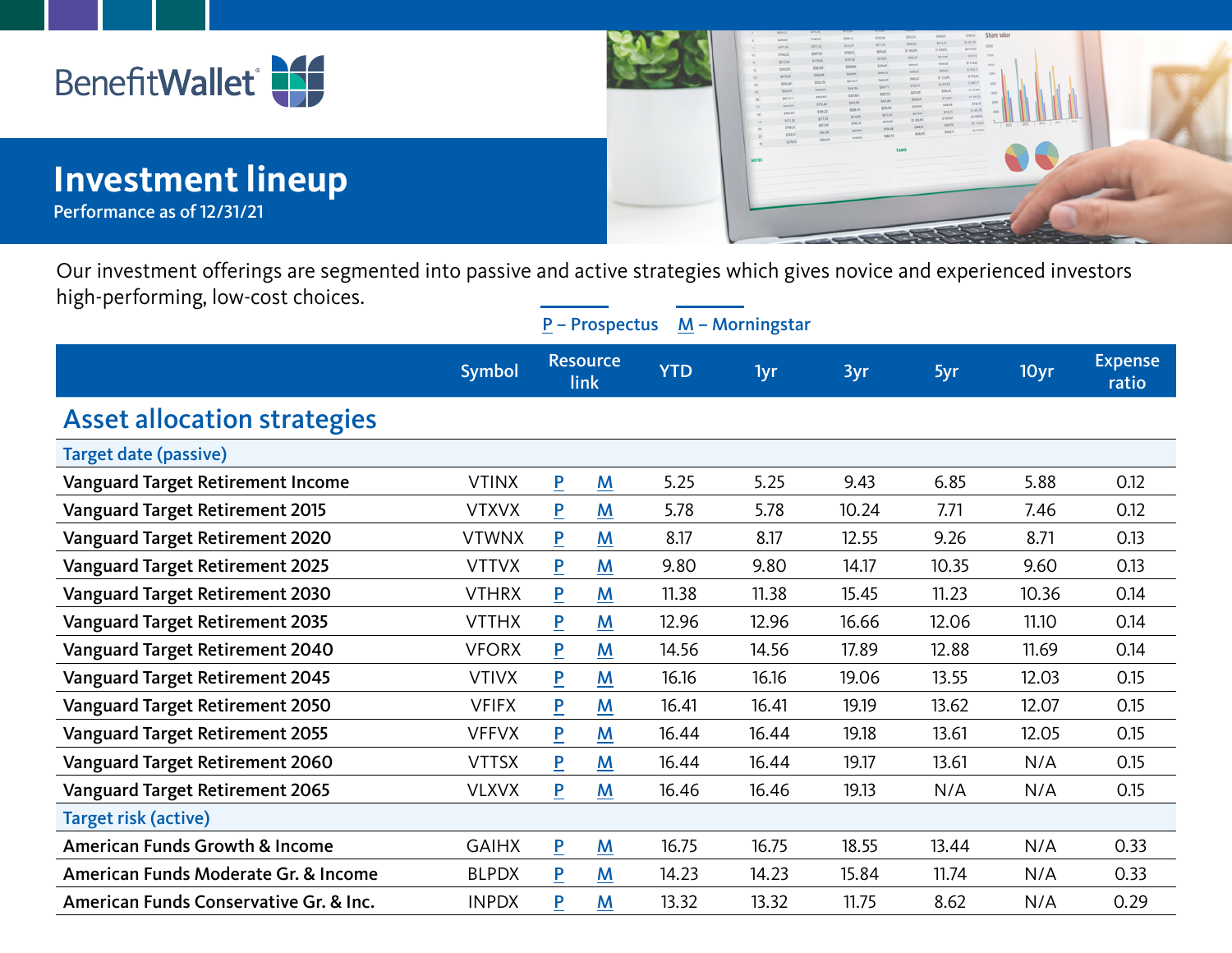BenefitWallet

# Investment lineup

Performance as of 12/31/21

Our investment offerings are segmented into passive and active strategies which gives novice and experienced investors high-performing, low-cost choices.

P – Prospectus M – Morningstar

| | Symbol | Resource link | | YTD | 1yr | 3yr | 5yr | 10yr | Expense ratio |
|---|---|---|---|---|---|---|---|---|---|
| **Asset allocation strategies** | | | | | | | | | |
| *Target date (passive)* | | | | | | | | | |
| Vanguard Target Retirement Income | VTINX | P | M | 5.25 | 5.25 | 9.43 | 6.85 | 5.88 | 0.12 |
| Vanguard Target Retirement 2015 | VTXVX | P | M | 5.78 | 5.78 | 10.24 | 7.71 | 7.46 | 0.12 |
| Vanguard Target Retirement 2020 | VTWNX | P | M | 8.17 | 8.17 | 12.55 | 9.26 | 8.71 | 0.13 |
| Vanguard Target Retirement 2025 | VTTVX | P | M | 9.80 | 9.80 | 14.17 | 10.35 | 9.60 | 0.13 |
| Vanguard Target Retirement 2030 | VTHRX | P | M | 11.38 | 11.38 | 15.45 | 11.23 | 10.36 | 0.14 |
| Vanguard Target Retirement 2035 | VTTHX | P | M | 12.96 | 12.96 | 16.66 | 12.06 | 11.10 | 0.14 |
| Vanguard Target Retirement 2040 | VFORX | P | M | 14.56 | 14.56 | 17.89 | 12.88 | 11.69 | 0.14 |
| Vanguard Target Retirement 2045 | VTIVX | P | M | 16.16 | 16.16 | 19.06 | 13.55 | 12.03 | 0.15 |
| Vanguard Target Retirement 2050 | VFIFX | P | M | 16.41 | 16.41 | 19.19 | 13.62 | 12.07 | 0.15 |
| Vanguard Target Retirement 2055 | VFFVX | P | M | 16.44 | 16.44 | 19.18 | 13.61 | 12.05 | 0.15 |
| Vanguard Target Retirement 2060 | VTTSX | P | M | 16.44 | 16.44 | 19.17 | 13.61 | N/A | 0.15 |
| Vanguard Target Retirement 2065 | VLXVX | P | M | 16.46 | 16.46 | 19.13 | N/A | N/A | 0.15 |
| *Target risk (active)* | | | | | | | | | |
| American Funds Growth & Income | GAIHX | P | M | 16.75 | 16.75 | 18.55 | 13.44 | N/A | 0.33 |
| American Funds Moderate Gr. & Income | BLPDX | P | M | 14.23 | 14.23 | 15.84 | 11.74 | N/A | 0.33 |
| American Funds Conservative Gr. & Inc. | INPDX | P | M | 13.32 | 13.32 | 11.75 | 8.62 | N/A | 0.29 |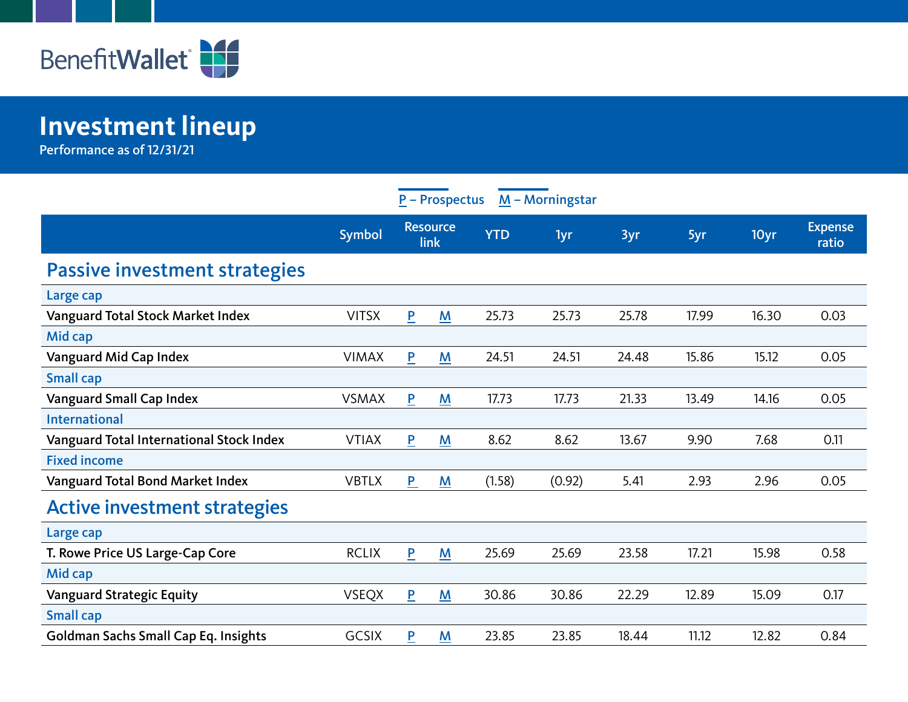BenefitWallet®

# Investment lineup

Performance as of 12/31/21

P – Prospectus M – Morningstar

| | Symbol | Resource link | | YTD | 1yr | 3yr | 5yr | 10yr | Expense ratio |
|---|---|---|---|---|---|---|---|---|---|
| **Passive investment strategies** | | | | | | | | | |
| Large cap | | | | | | | | | |
| Vanguard Total Stock Market Index | VITSX | P | M | 25.73 | 25.73 | 25.78 | 17.99 | 16.30 | 0.03 |
| Mid cap | | | | | | | | | |
| Vanguard Mid Cap Index | VIMAX | P | M | 24.51 | 24.51 | 24.48 | 15.86 | 15.12 | 0.05 |
| Small cap | | | | | | | | | |
| Vanguard Small Cap Index | VSMAX | P | M | 17.73 | 17.73 | 21.33 | 13.49 | 14.16 | 0.05 |
| International | | | | | | | | | |
| Vanguard Total International Stock Index | VTIAX | P | M | 8.62 | 8.62 | 13.67 | 9.90 | 7.68 | 0.11 |
| Fixed income | | | | | | | | | |
| Vanguard Total Bond Market Index | VBTLX | P | M | (1.58) | (0.92) | 5.41 | 2.93 | 2.96 | 0.05 |
| **Active investment strategies** | | | | | | | | | |
| Large cap | | | | | | | | | |
| T. Rowe Price US Large-Cap Core | RCLIX | P | M | 25.69 | 25.69 | 23.58 | 17.21 | 15.98 | 0.58 |
| Mid cap | | | | | | | | | |
| Vanguard Strategic Equity | VSEQX | P | M | 30.86 | 30.86 | 22.29 | 12.89 | 15.09 | 0.17 |
| Small cap | | | | | | | | | |
| Goldman Sachs Small Cap Eq. Insights | GCSIX | P | M | 23.85 | 23.85 | 18.44 | 11.12 | 12.82 | 0.84 |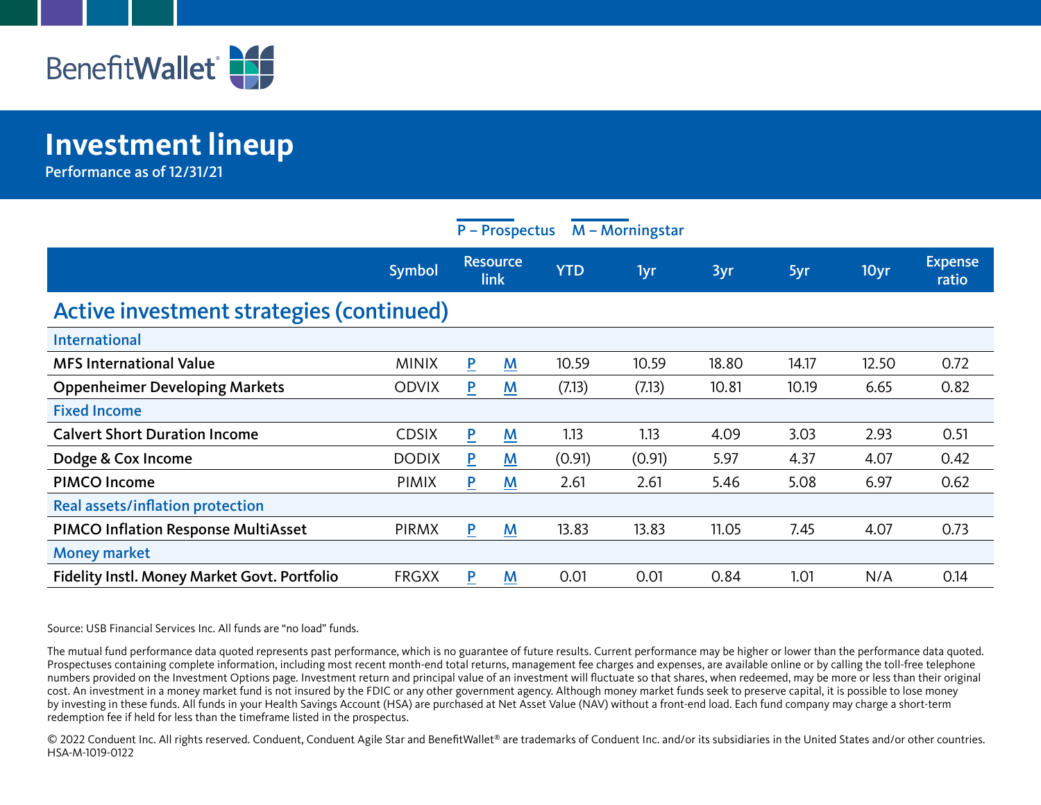BenefitWallet®

# Investment lineup

Performance as of 12/31/21

P – Prospectus    M – Morningstar

| | Symbol | Resource link | | YTD | 1yr | 3yr | 5yr | 10yr | Expense ratio |
|---|---|---|---|---|---|---|---|---|---|
| **Active investment strategies (continued)** | | | | | | | | | |
| International | | | | | | | | | |
| **MFS International Value** | MINIX | P | M | 10.59 | 10.59 | 18.80 | 14.17 | 12.50 | 0.72 |
| **Oppenheimer Developing Markets** | ODVIX | P | M | (7.13) | (7.13) | 10.81 | 10.19 | 6.65 | 0.82 |
| Fixed Income | | | | | | | | | |
| **Calvert Short Duration Income** | CDSIX | P | M | 1.13 | 1.13 | 4.09 | 3.03 | 2.93 | 0.51 |
| **Dodge & Cox Income** | DODIX | P | M | (0.91) | (0.91) | 5.97 | 4.37 | 4.07 | 0.42 |
| **PIMCO Income** | PIMIX | P | M | 2.61 | 2.61 | 5.46 | 5.08 | 6.97 | 0.62 |
| Real assets/inflation protection | | | | | | | | | |
| **PIMCO Inflation Response MultiAsset** | PIRMX | P | M | 13.83 | 13.83 | 11.05 | 7.45 | 4.07 | 0.73 |
| Money market | | | | | | | | | |
| **Fidelity Instl. Money Market Govt. Portfolio** | FRGXX | P | M | 0.01 | 0.01 | 0.84 | 1.01 | N/A | 0.14 |

Source: USB Financial Services Inc. All funds are "no load" funds.

The mutual fund performance data quoted represents past performance, which is no guarantee of future results. Current performance may be higher or lower than the performance data quoted. Prospectuses containing complete information, including most recent month-end total returns, management fee charges and expenses, are available online or by calling the toll-free telephone numbers provided on the Investment Options page. Investment return and principal value of an investment will fluctuate so that shares, when redeemed, may be more or less than their original cost. An investment in a money market fund is not insured by the FDIC or any other government agency. Although money market funds seek to preserve capital, it is possible to lose money by investing in these funds. All funds in your Health Savings Account (HSA) are purchased at Net Asset Value (NAV) without a front-end load. Each fund company may charge a short-term redemption fee if held for less than the timeframe listed in the prospectus.

© 2022 Conduent Inc. All rights reserved. Conduent, Conduent Agile Star and BenefitWallet® are trademarks of Conduent Inc. and/or its subsidiaries in the United States and/or other countries.
HSA-M-1019-0122